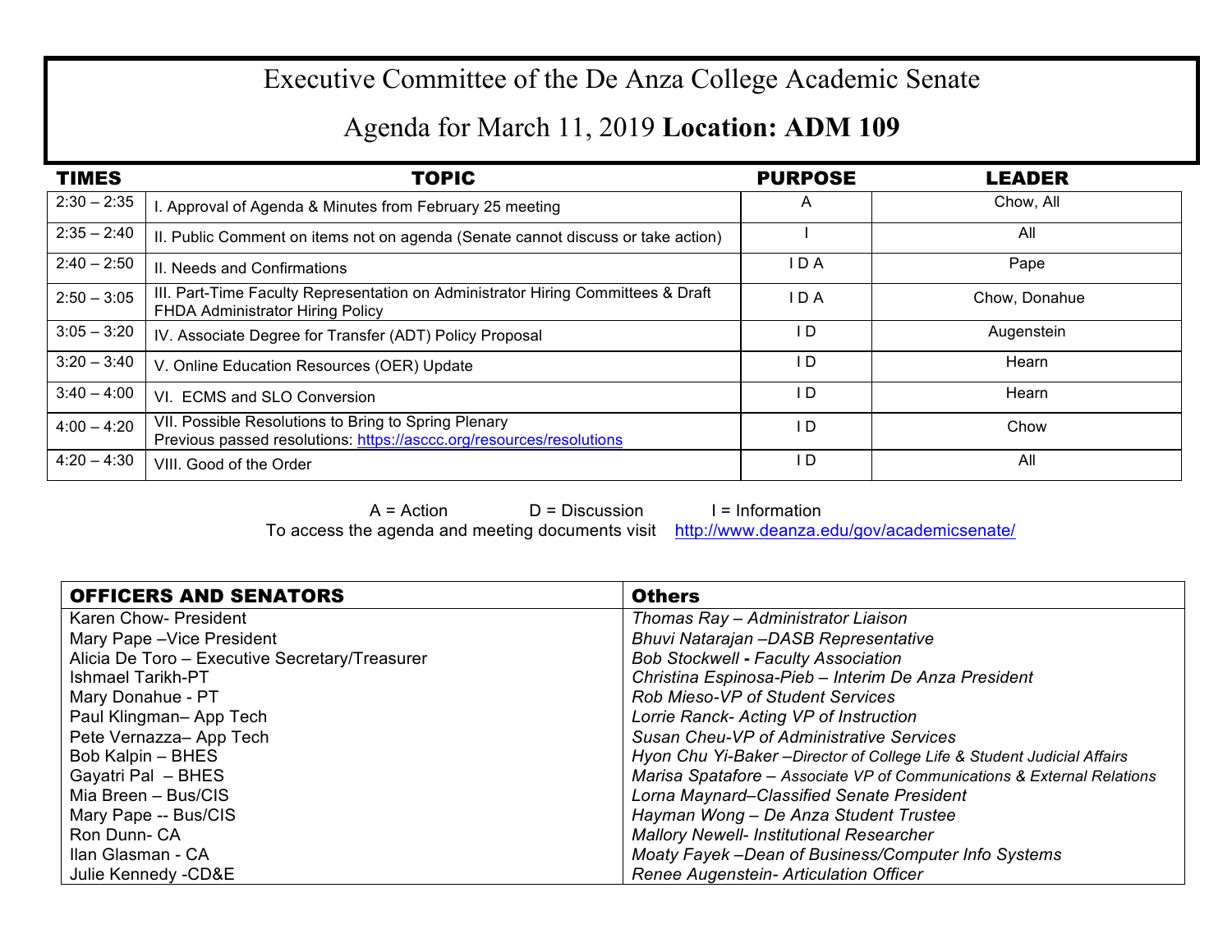# Executive Committee of the De Anza College Academic Senate

## Agenda for March 11, 2019 **Location: ADM 109**

| TIMES | TOPIC | PURPOSE | LEADER |
|---|---|---|---|
| 2:30 – 2:35 | I. Approval of Agenda & Minutes from February 25 meeting | A | Chow, All |
| 2:35 – 2:40 | II. Public Comment on items not on agenda (Senate cannot discuss or take action) | I | All |
| 2:40 – 2:50 | II. Needs and Confirmations | I D A | Pape |
| 2:50 – 3:05 | III. Part-Time Faculty Representation on Administrator Hiring Committees & Draft FHDA Administrator Hiring Policy | I D A | Chow, Donahue |
| 3:05 – 3:20 | IV. Associate Degree for Transfer (ADT) Policy Proposal | I D | Augenstein |
| 3:20 – 3:40 | V. Online Education Resources (OER) Update | I D | Hearn |
| 3:40 – 4:00 | VI. ECMS and SLO Conversion | I D | Hearn |
| 4:00 – 4:20 | VII. Possible Resolutions to Bring to Spring Plenary<br>Previous passed resolutions: https://asccc.org/resources/resolutions | I D | Chow |
| 4:20 – 4:30 | VIII. Good of the Order | I D | All |

A = Action D = Discussion I = Information

To access the agenda and meeting documents visit http://www.deanza.edu/gov/academicsenate/

| OFFICERS AND SENATORS | Others |
|---|---|
| Karen Chow- President | *Thomas Ray – Administrator Liaison* |
| Mary Pape –Vice President | *Bhuvi Natarajan –DASB Representative* |
| Alicia De Toro – Executive Secretary/Treasurer | *Bob Stockwell - Faculty Association* |
| Ishmael Tarikh-PT | *Christina Espinosa-Pieb – Interim De Anza President* |
| Mary Donahue - PT | *Rob Mieso-VP of Student Services* |
| Paul Klingman– App Tech | *Lorrie Ranck- Acting VP of Instruction* |
| Pete Vernazza– App Tech | *Susan Cheu-VP of Administrative Services* |
| Bob Kalpin – BHES | *Hyon Chu Yi-Baker –Director of College Life & Student Judicial Affairs* |
| Gayatri Pal – BHES | *Marisa Spatafore – Associate VP of Communications & External Relations* |
| Mia Breen – Bus/CIS | *Lorna Maynard–Classified Senate President* |
| Mary Pape -- Bus/CIS | *Hayman Wong – De Anza Student Trustee* |
| Ron Dunn- CA | *Mallory Newell- Institutional Researcher* |
| Ilan Glasman - CA | *Moaty Fayek –Dean of Business/Computer Info Systems* |
| Julie Kennedy -CD&E | *Renee Augenstein- Articulation Officer* |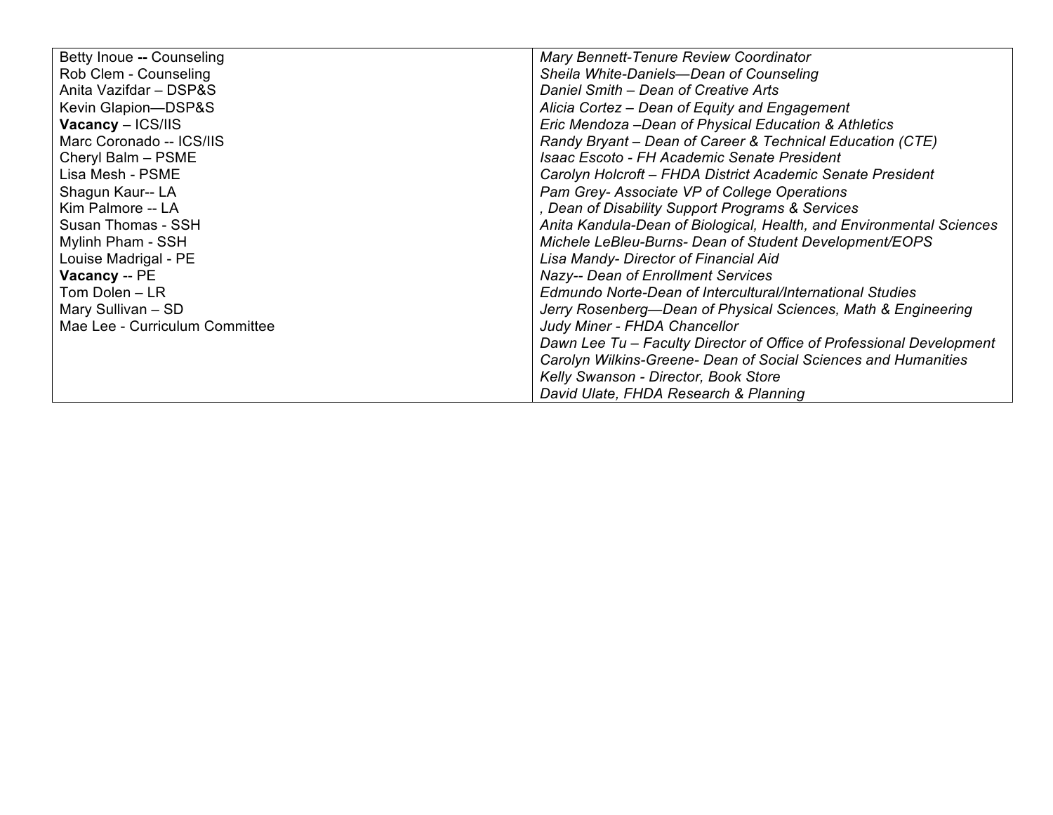| | |
|---|---|
| Betty Inoue **--** Counseling<br>Rob Clem - Counseling<br>Anita Vazifdar – DSP&S<br>Kevin Glapion—DSP&S<br>**Vacancy** – ICS/IIS<br>Marc Coronado -- ICS/IIS<br>Cheryl Balm – PSME<br>Lisa Mesh - PSME<br>Shagun Kaur-- LA<br>Kim Palmore -- LA<br>Susan Thomas - SSH<br>Mylinh Pham - SSH<br>Louise Madrigal - PE<br>**Vacancy** -- PE<br>Tom Dolen – LR<br>Mary Sullivan – SD<br>Mae Lee - Curriculum Committee | *Mary Bennett-Tenure Review Coordinator*<br>*Sheila White-Daniels—Dean of Counseling*<br>*Daniel Smith – Dean of Creative Arts*<br>*Alicia Cortez – Dean of Equity and Engagement*<br>*Eric Mendoza –Dean of Physical Education & Athletics*<br>*Randy Bryant – Dean of Career & Technical Education (CTE)*<br>*Isaac Escoto - FH Academic Senate President*<br>*Carolyn Holcroft – FHDA District Academic Senate President*<br>*Pam Grey- Associate VP of College Operations*<br>*, Dean of Disability Support Programs & Services*<br>*Anita Kandula-Dean of Biological, Health, and Environmental Sciences*<br>*Michele LeBleu-Burns- Dean of Student Development/EOPS*<br>*Lisa Mandy- Director of Financial Aid*<br>*Nazy-- Dean of Enrollment Services*<br>*Edmundo Norte-Dean of Intercultural/International Studies*<br>*Jerry Rosenberg—Dean of Physical Sciences, Math & Engineering*<br>*Judy Miner - FHDA Chancellor*<br>*Dawn Lee Tu – Faculty Director of Office of Professional Development*<br>*Carolyn Wilkins-Greene- Dean of Social Sciences and Humanities*<br>*Kelly Swanson - Director, Book Store*<br>*David Ulate, FHDA Research & Planning* |